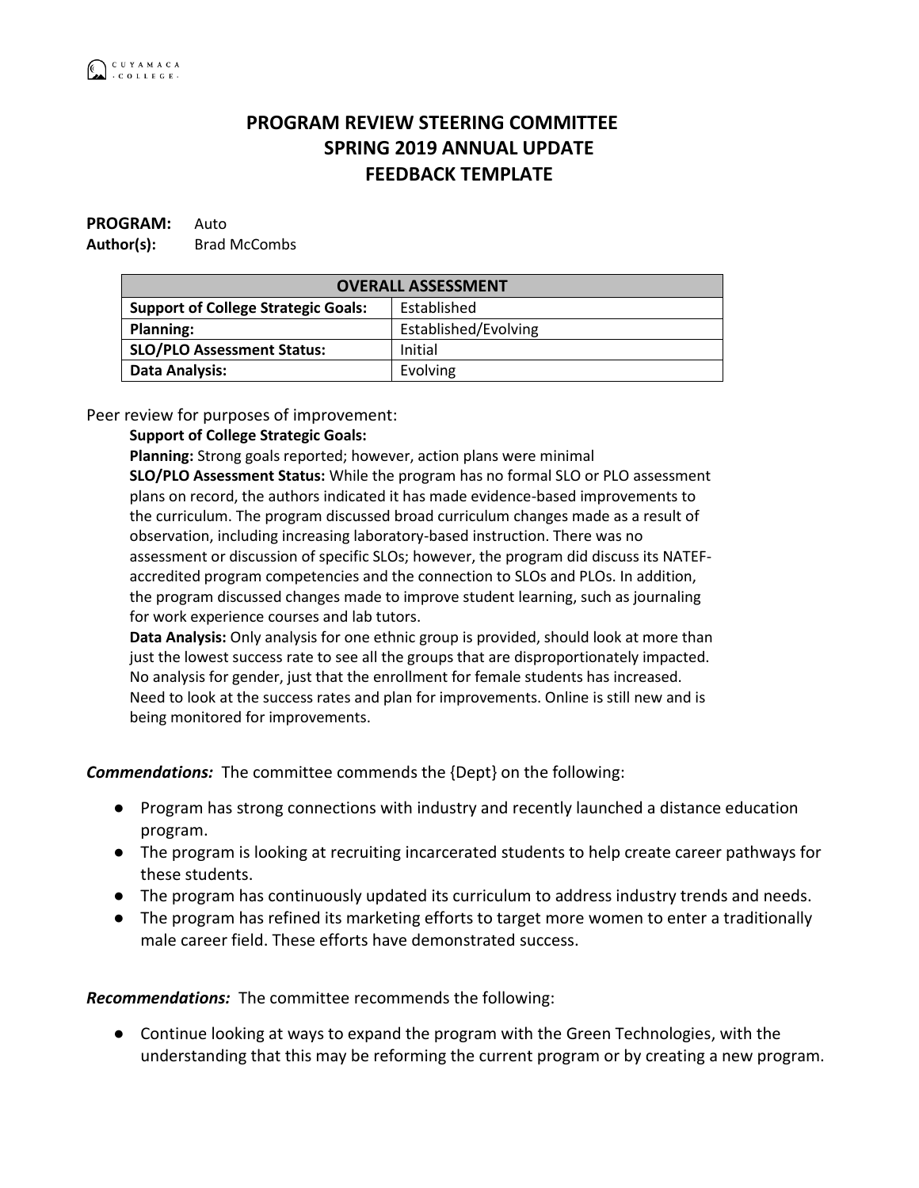# PROGRAM REVIEW STEERING COMMITTEE
## SPRING 2019 ANNUAL UPDATE
## FEEDBACK TEMPLATE

**PROGRAM:** Auto
**Author(s):** Brad McCombs

| OVERALL ASSESSMENT | |
|---|---|
| **Support of College Strategic Goals:** | Established |
| **Planning:** | Established/Evolving |
| **SLO/PLO Assessment Status:** | Initial |
| **Data Analysis:** | Evolving |

Peer review for purposes of improvement:

**Support of College Strategic Goals:**

**Planning:** Strong goals reported; however, action plans were minimal

**SLO/PLO Assessment Status:** While the program has no formal SLO or PLO assessment plans on record, the authors indicated it has made evidence-based improvements to the curriculum. The program discussed broad curriculum changes made as a result of observation, including increasing laboratory-based instruction. There was no assessment or discussion of specific SLOs; however, the program did discuss its NATEF-accredited program competencies and the connection to SLOs and PLOs. In addition, the program discussed changes made to improve student learning, such as journaling for work experience courses and lab tutors.

**Data Analysis:** Only analysis for one ethnic group is provided, should look at more than just the lowest success rate to see all the groups that are disproportionately impacted. No analysis for gender, just that the enrollment for female students has increased. Need to look at the success rates and plan for improvements. Online is still new and is being monitored for improvements.

***Commendations:*** The committee commends the {Dept} on the following:

- Program has strong connections with industry and recently launched a distance education program.
- The program is looking at recruiting incarcerated students to help create career pathways for these students.
- The program has continuously updated its curriculum to address industry trends and needs.
- The program has refined its marketing efforts to target more women to enter a traditionally male career field. These efforts have demonstrated success.

***Recommendations:*** The committee recommends the following:

- Continue looking at ways to expand the program with the Green Technologies, with the understanding that this may be reforming the current program or by creating a new program.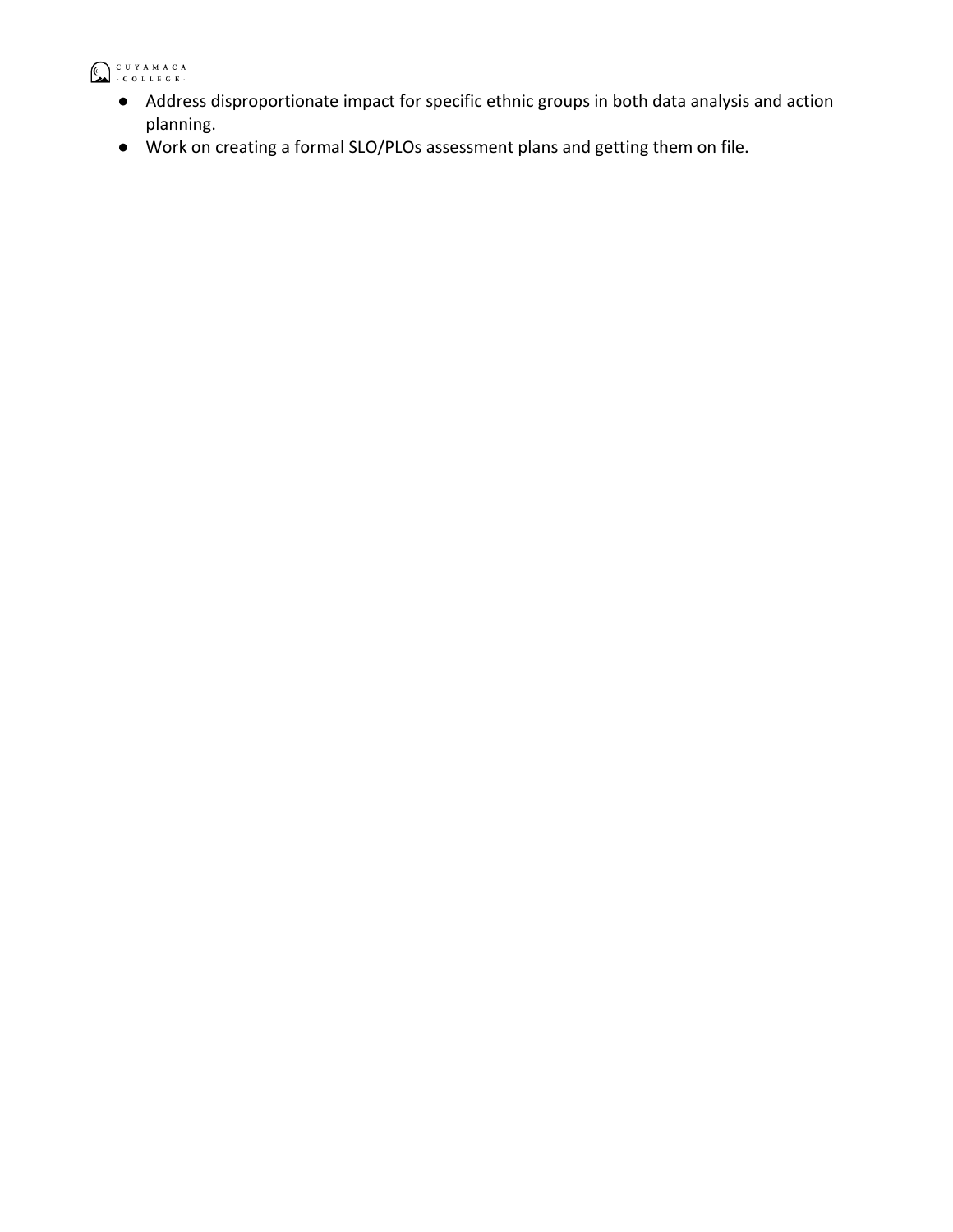- Address disproportionate impact for specific ethnic groups in both data analysis and action planning.
- Work on creating a formal SLO/PLOs assessment plans and getting them on file.